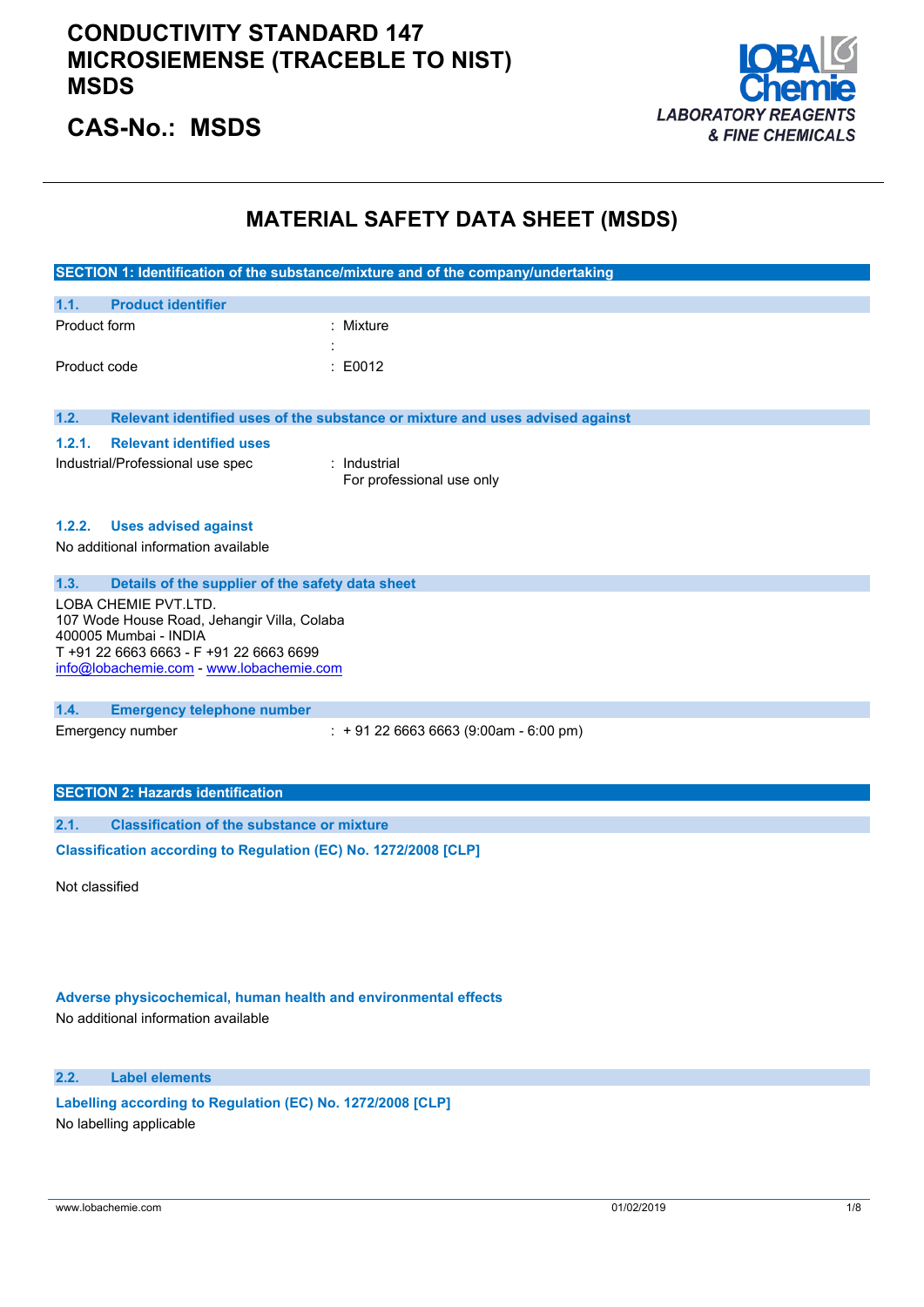# CONDUCTIVITY STANDARD 147 MICROSIEMENSE (TRACEBLE TO NIST) MSDS

## CAS-No.: MSDS

LOBA Chemie
*LABORATORY REAGENTS & FINE CHEMICALS*

# MATERIAL SAFETY DATA SHEET (MSDS)

## SECTION 1: Identification of the substance/mixture and of the company/undertaking

### 1.1. Product identifier

| | |
|---|---|
| Product form | : Mixture |
| | : |
| Product code | : E0012 |

### 1.2. Relevant identified uses of the substance or mixture and uses advised against

#### 1.2.1. Relevant identified uses

| | |
|---|---|
| Industrial/Professional use spec | : Industrial<br>For professional use only |

#### 1.2.2. Uses advised against

No additional information available

### 1.3. Details of the supplier of the safety data sheet

LOBA CHEMIE PVT.LTD.
107 Wode House Road, Jehangir Villa, Colaba
400005 Mumbai - INDIA
T +91 22 6663 6663 - F +91 22 6663 6699
info@lobachemie.com - www.lobachemie.com

### 1.4. Emergency telephone number

| | |
|---|---|
| Emergency number | : + 91 22 6663 6663 (9:00am - 6:00 pm) |

## SECTION 2: Hazards identification

### 2.1. Classification of the substance or mixture

**Classification according to Regulation (EC) No. 1272/2008 [CLP]**

Not classified

**Adverse physicochemical, human health and environmental effects**

No additional information available

### 2.2. Label elements

**Labelling according to Regulation (EC) No. 1272/2008 [CLP]**

No labelling applicable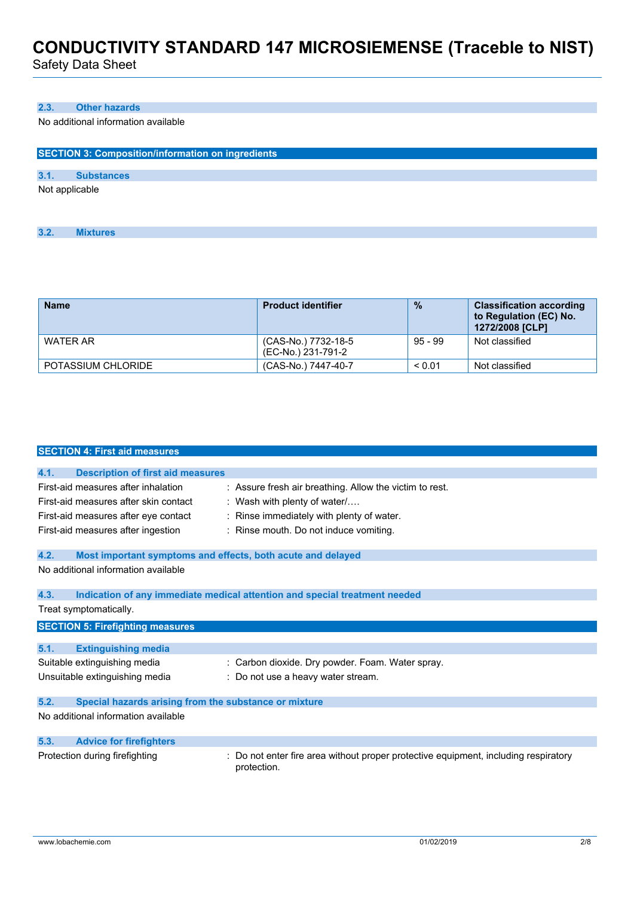### 2.3. Other hazards

No additional information available

## SECTION 3: Composition/information on ingredients

### 3.1. Substances

Not applicable

### 3.2. Mixtures

| Name | Product identifier | % | Classification according to Regulation (EC) No. 1272/2008 [CLP] |
|---|---|---|---|
| WATER AR | (CAS-No.) 7732-18-5<br>(EC-No.) 231-791-2 | 95 - 99 | Not classified |
| POTASSIUM CHLORIDE | (CAS-No.) 7447-40-7 | < 0.01 | Not classified |

## SECTION 4: First aid measures

### 4.1. Description of first aid measures

First-aid measures after inhalation : Assure fresh air breathing. Allow the victim to rest.

First-aid measures after skin contact : Wash with plenty of water/….

First-aid measures after eye contact : Rinse immediately with plenty of water.

First-aid measures after ingestion : Rinse mouth. Do not induce vomiting.

### 4.2. Most important symptoms and effects, both acute and delayed

No additional information available

### 4.3. Indication of any immediate medical attention and special treatment needed

Treat symptomatically.

## SECTION 5: Firefighting measures

### 5.1. Extinguishing media

Suitable extinguishing media : Carbon dioxide. Dry powder. Foam. Water spray.

Unsuitable extinguishing media : Do not use a heavy water stream.

### 5.2. Special hazards arising from the substance or mixture

No additional information available

### 5.3. Advice for firefighters

Protection during firefighting : Do not enter fire area without proper protective equipment, including respiratory protection.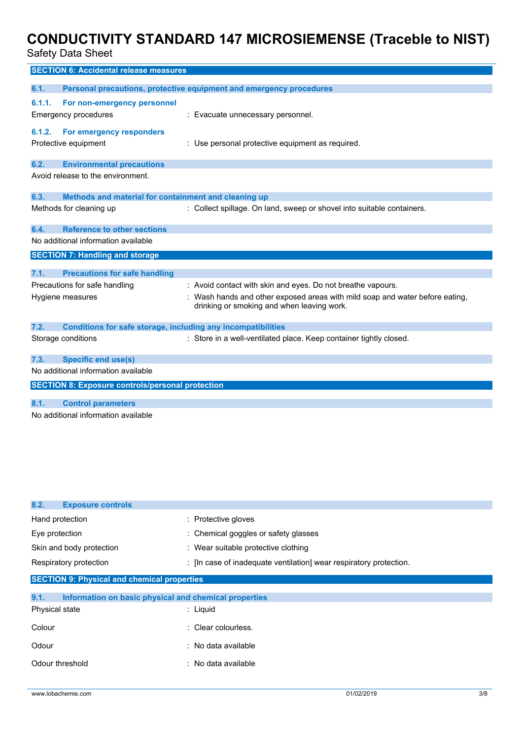## SECTION 6: Accidental release measures

### 6.1. Personal precautions, protective equipment and emergency procedures

#### 6.1.1. For non-emergency personnel

Emergency procedures : Evacuate unnecessary personnel.

#### 6.1.2. For emergency responders

Protective equipment : Use personal protective equipment as required.

### 6.2. Environmental precautions

Avoid release to the environment.

### 6.3. Methods and material for containment and cleaning up

Methods for cleaning up : Collect spillage. On land, sweep or shovel into suitable containers.

### 6.4. Reference to other sections

No additional information available

## SECTION 7: Handling and storage

### 7.1. Precautions for safe handling

Precautions for safe handling : Avoid contact with skin and eyes. Do not breathe vapours.

Hygiene measures : Wash hands and other exposed areas with mild soap and water before eating, drinking or smoking and when leaving work.

### 7.2. Conditions for safe storage, including any incompatibilities

Storage conditions : Store in a well-ventilated place. Keep container tightly closed.

### 7.3. Specific end use(s)

No additional information available

## SECTION 8: Exposure controls/personal protection

### 8.1. Control parameters

No additional information available

### 8.2. Exposure controls

Hand protection : Protective gloves

Eye protection : Chemical goggles or safety glasses

Skin and body protection : Wear suitable protective clothing

Respiratory protection : [In case of inadequate ventilation] wear respiratory protection.

## SECTION 9: Physical and chemical properties

### 9.1. Information on basic physical and chemical properties

Physical state : Liquid

Colour : Clear colourless.

Odour : No data available

Odour threshold : No data available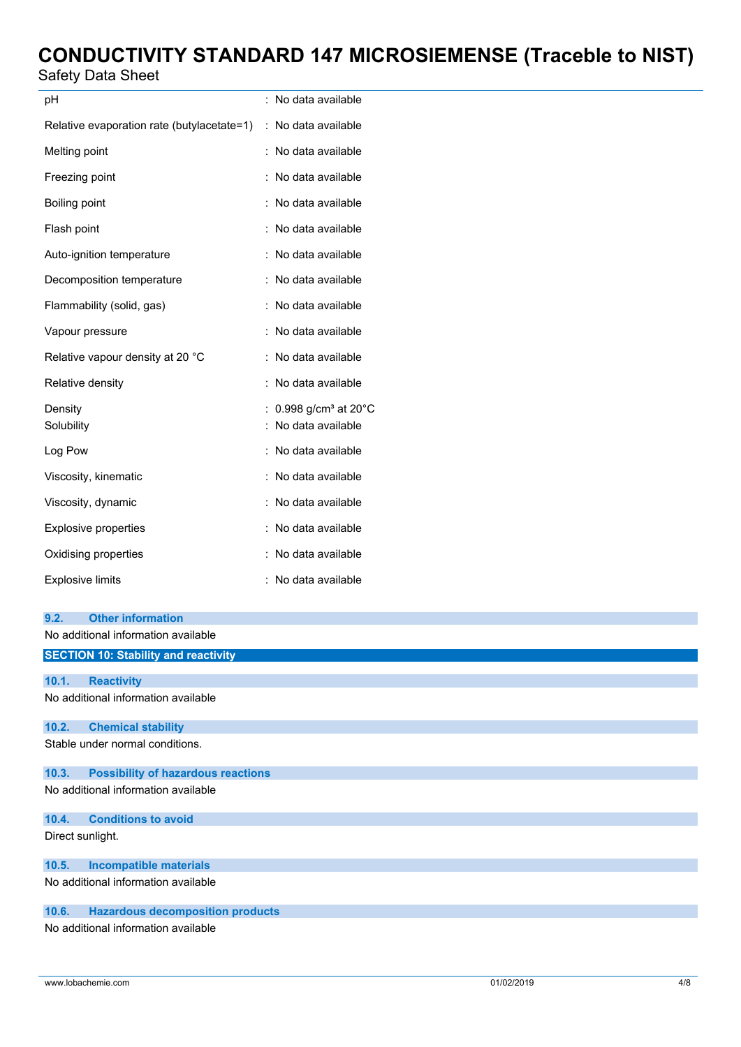| | |
|---|---|
| pH | : No data available |
| Relative evaporation rate (butylacetate=1) | : No data available |
| Melting point | : No data available |
| Freezing point | : No data available |
| Boiling point | : No data available |
| Flash point | : No data available |
| Auto-ignition temperature | : No data available |
| Decomposition temperature | : No data available |
| Flammability (solid, gas) | : No data available |
| Vapour pressure | : No data available |
| Relative vapour density at 20 °C | : No data available |
| Relative density | : No data available |
| Density | : 0.998 g/cm³ at 20°C |
| Solubility | : No data available |
| Log Pow | : No data available |
| Viscosity, kinematic | : No data available |
| Viscosity, dynamic | : No data available |
| Explosive properties | : No data available |
| Oxidising properties | : No data available |
| Explosive limits | : No data available |

### 9.2. Other information

No additional information available

## SECTION 10: Stability and reactivity

### 10.1. Reactivity

No additional information available

### 10.2. Chemical stability

Stable under normal conditions.

### 10.3. Possibility of hazardous reactions

No additional information available

### 10.4. Conditions to avoid

Direct sunlight.

### 10.5. Incompatible materials

No additional information available

### 10.6. Hazardous decomposition products

No additional information available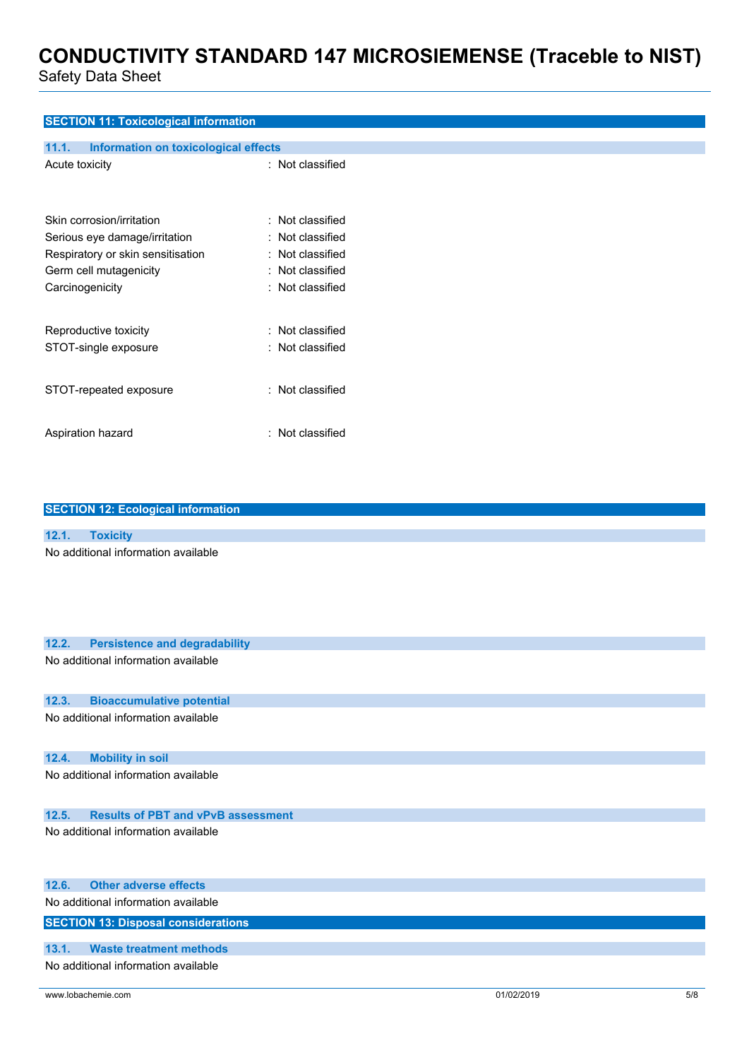## SECTION 11: Toxicological information

### 11.1. Information on toxicological effects

Acute toxicity : Not classified

Skin corrosion/irritation : Not classified

Serious eye damage/irritation : Not classified

Respiratory or skin sensitisation : Not classified

Germ cell mutagenicity : Not classified

Carcinogenicity : Not classified

Reproductive toxicity : Not classified

STOT-single exposure : Not classified

STOT-repeated exposure : Not classified

Aspiration hazard : Not classified

## SECTION 12: Ecological information

### 12.1. Toxicity

No additional information available

### 12.2. Persistence and degradability

No additional information available

### 12.3. Bioaccumulative potential

No additional information available

### 12.4. Mobility in soil

No additional information available

### 12.5. Results of PBT and vPvB assessment

No additional information available

### 12.6. Other adverse effects

No additional information available

## SECTION 13: Disposal considerations

### 13.1. Waste treatment methods

No additional information available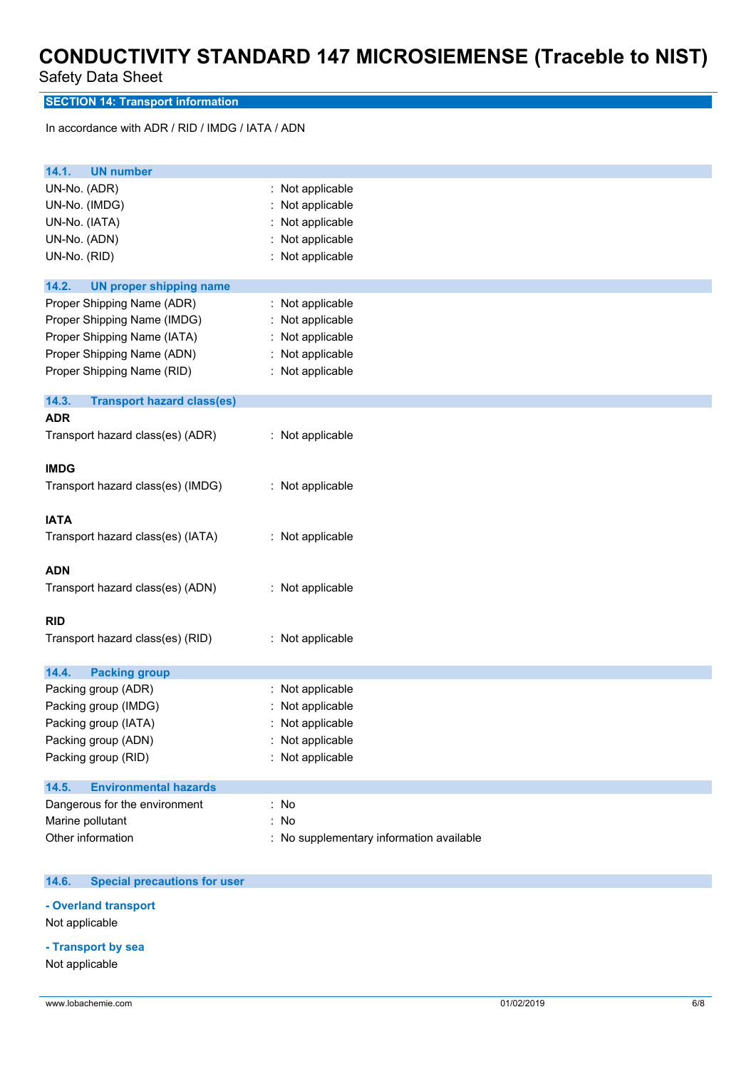## SECTION 14: Transport information

In accordance with ADR / RID / IMDG / IATA / ADN

### 14.1. UN number

| | |
|---|---|
| UN-No. (ADR) | : Not applicable |
| UN-No. (IMDG) | : Not applicable |
| UN-No. (IATA) | : Not applicable |
| UN-No. (ADN) | : Not applicable |
| UN-No. (RID) | : Not applicable |

### 14.2. UN proper shipping name

| | |
|---|---|
| Proper Shipping Name (ADR) | : Not applicable |
| Proper Shipping Name (IMDG) | : Not applicable |
| Proper Shipping Name (IATA) | : Not applicable |
| Proper Shipping Name (ADN) | : Not applicable |
| Proper Shipping Name (RID) | : Not applicable |

### 14.3. Transport hazard class(es)

**ADR**

| | |
|---|---|
| Transport hazard class(es) (ADR) | : Not applicable |

**IMDG**

| | |
|---|---|
| Transport hazard class(es) (IMDG) | : Not applicable |

**IATA**

| | |
|---|---|
| Transport hazard class(es) (IATA) | : Not applicable |

**ADN**

| | |
|---|---|
| Transport hazard class(es) (ADN) | : Not applicable |

**RID**

| | |
|---|---|
| Transport hazard class(es) (RID) | : Not applicable |

### 14.4. Packing group

| | |
|---|---|
| Packing group (ADR) | : Not applicable |
| Packing group (IMDG) | : Not applicable |
| Packing group (IATA) | : Not applicable |
| Packing group (ADN) | : Not applicable |
| Packing group (RID) | : Not applicable |

### 14.5. Environmental hazards

| | |
|---|---|
| Dangerous for the environment | : No |
| Marine pollutant | : No |
| Other information | : No supplementary information available |

### 14.6. Special precautions for user

**- Overland transport**

Not applicable

**- Transport by sea**

Not applicable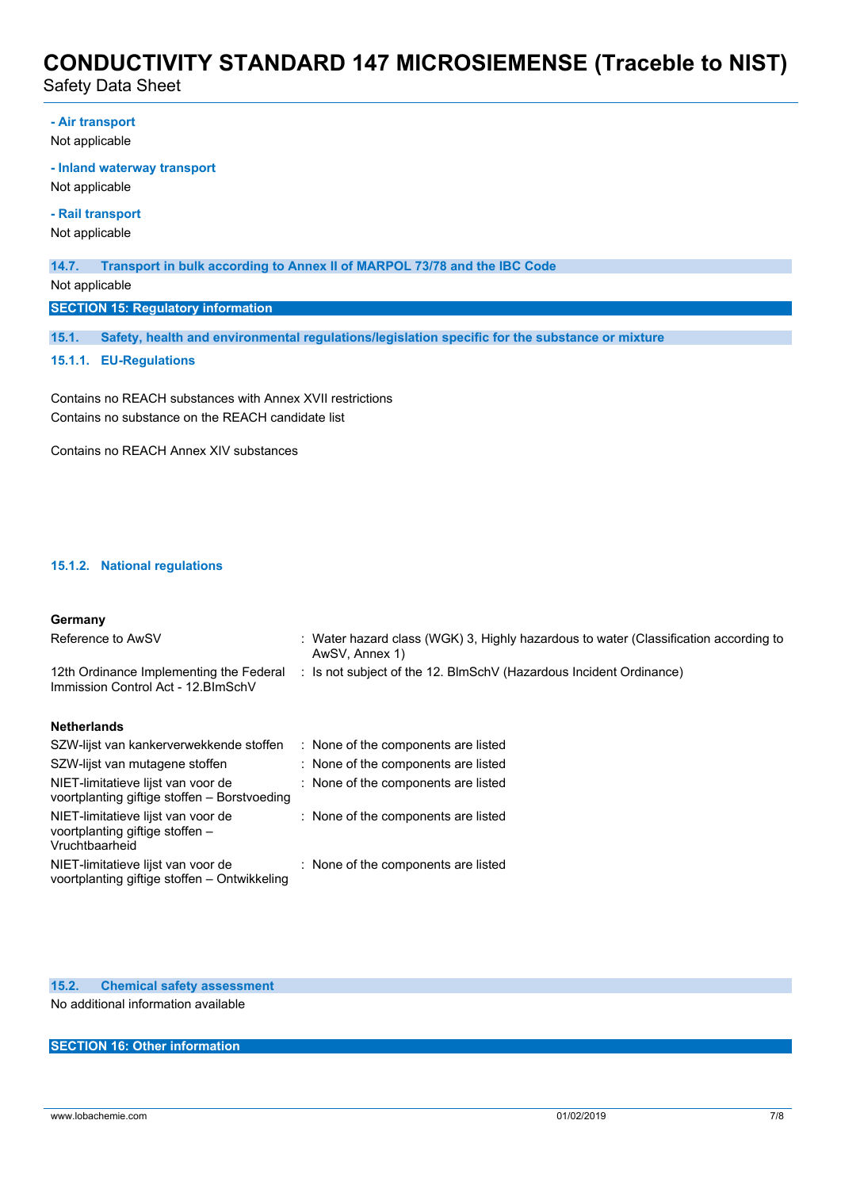**- Air transport**

Not applicable

**- Inland waterway transport**

Not applicable

**- Rail transport**

Not applicable

### 14.7. Transport in bulk according to Annex II of MARPOL 73/78 and the IBC Code

Not applicable

## SECTION 15: Regulatory information

### 15.1. Safety, health and environmental regulations/legislation specific for the substance or mixture

#### 15.1.1. EU-Regulations

Contains no REACH substances with Annex XVII restrictions
Contains no substance on the REACH candidate list

Contains no REACH Annex XIV substances

#### 15.1.2. National regulations

**Germany**

| | |
|---|---|
| Reference to AwSV | : Water hazard class (WGK) 3, Highly hazardous to water (Classification according to AwSV, Annex 1) |
| 12th Ordinance Implementing the Federal Immission Control Act - 12.BImSchV | : Is not subject of the 12. BlmSchV (Hazardous Incident Ordinance) |

**Netherlands**

| | |
|---|---|
| SZW-lijst van kankerverwekkende stoffen | : None of the components are listed |
| SZW-lijst van mutagene stoffen | : None of the components are listed |
| NIET-limitatieve lijst van voor de voortplanting giftige stoffen – Borstvoeding | : None of the components are listed |
| NIET-limitatieve lijst van voor de voortplanting giftige stoffen – Vruchtbaarheid | : None of the components are listed |
| NIET-limitatieve lijst van voor de voortplanting giftige stoffen – Ontwikkeling | : None of the components are listed |

### 15.2. Chemical safety assessment

No additional information available

## SECTION 16: Other information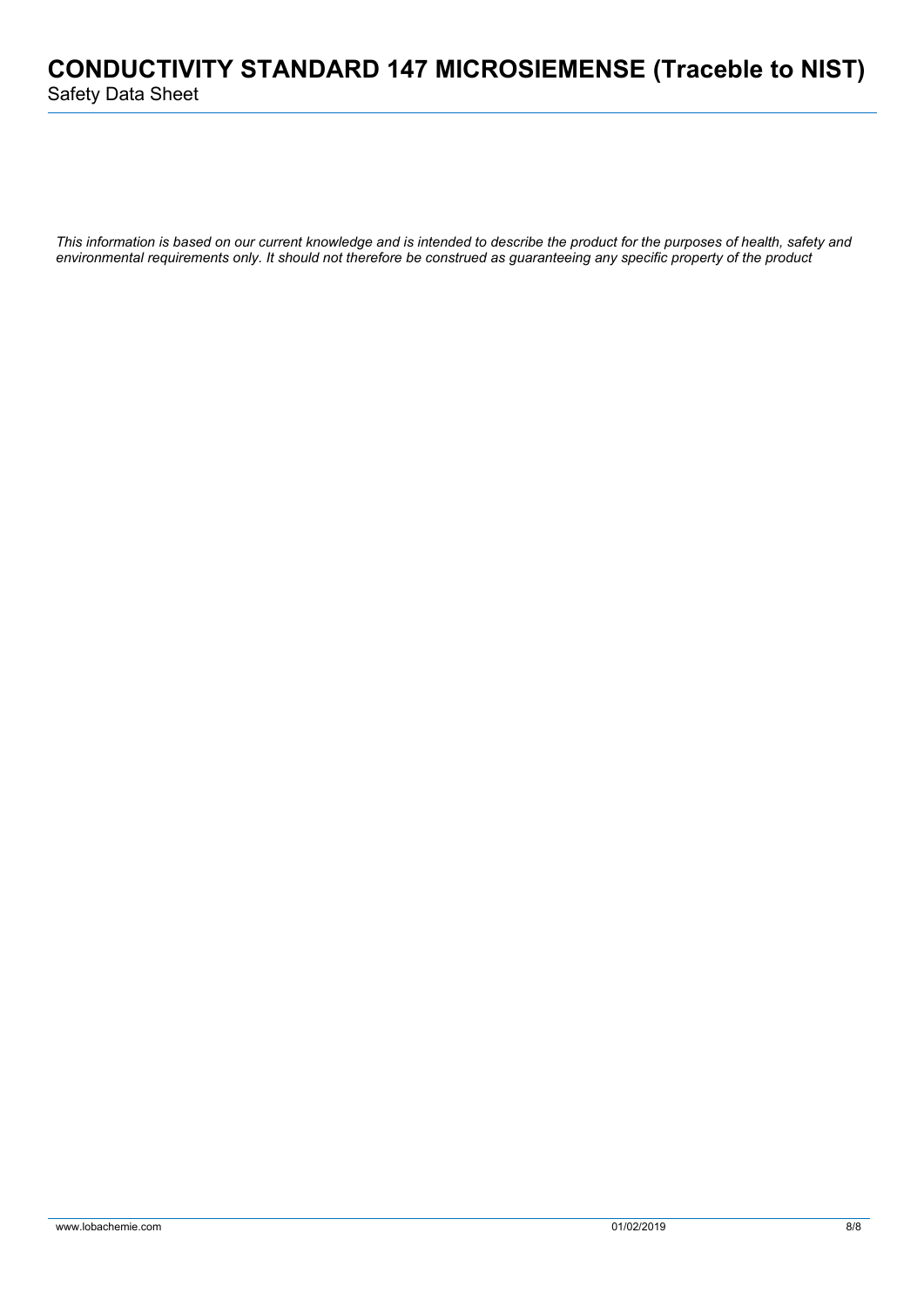*This information is based on our current knowledge and is intended to describe the product for the purposes of health, safety and environmental requirements only. It should not therefore be construed as guaranteeing any specific property of the product*